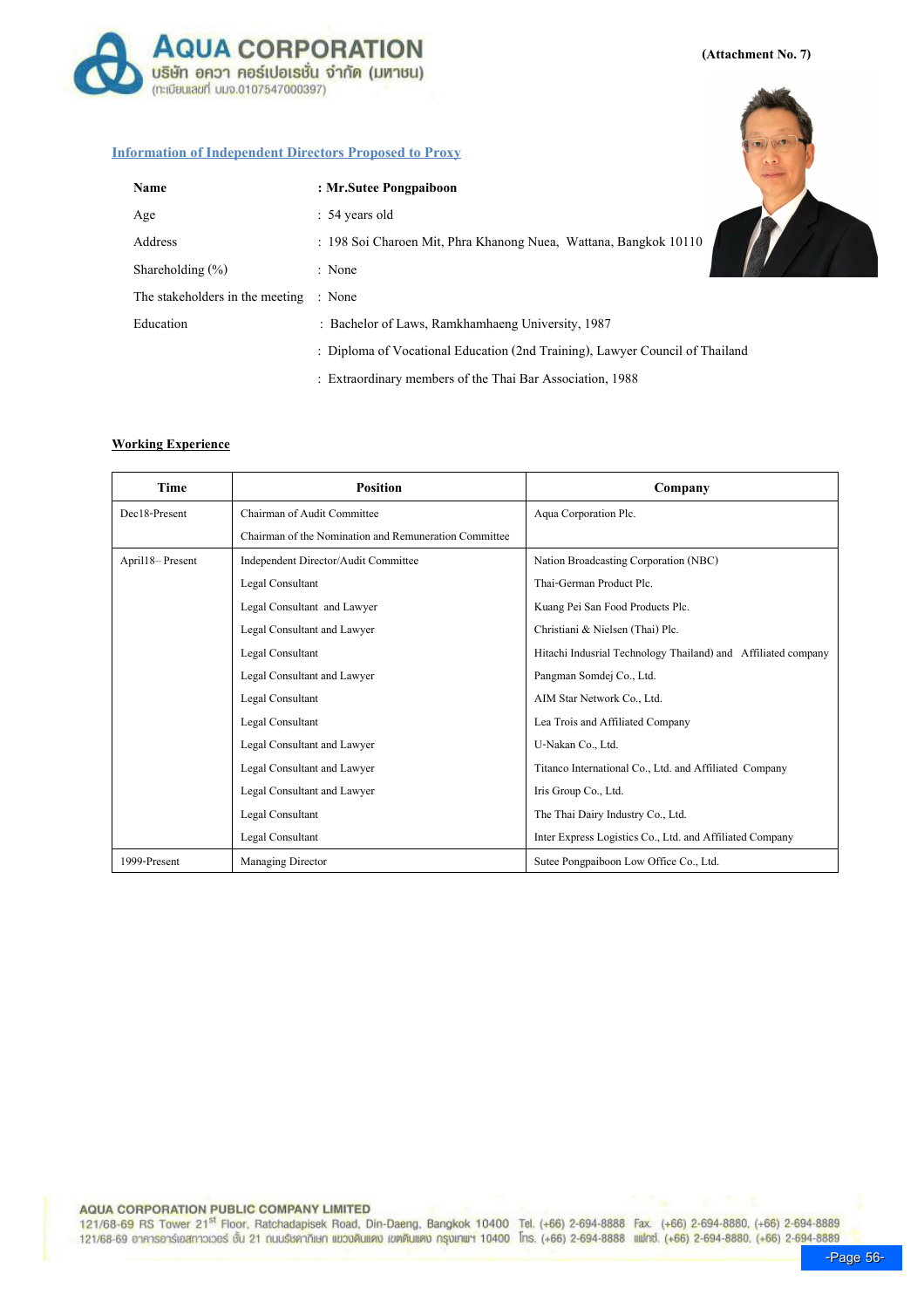(Attachment No. 7)

## Information of Independent Directors Proposed to Proxy

| | |
|---|---|
| **Name** | **: Mr.Sutee Pongpaiboon** |
| Age | : 54 years old |
| Address | : 198 Soi Charoen Mit, Phra Khanong Nuea, Wattana, Bangkok 10110 |
| Shareholding (%) | : None |
| The stakeholders in the meeting | : None |
| Education | : Bachelor of Laws, Ramkhamhaeng University, 1987 |
| | : Diploma of Vocational Education (2nd Training), Lawyer Council of Thailand |
| | : Extraordinary members of the Thai Bar Association, 1988 |

### Working Experience

| Time | Position | Company |
|---|---|---|
| Dec18-Present | Chairman of Audit Committee | Aqua Corporation Plc. |
| | Chairman of the Nomination and Remuneration Committee | |
| April18– Present | Independent Director/Audit Committee | Nation Broadcasting Corporation (NBC) |
| | Legal Consultant | Thai-German Product Plc. |
| | Legal Consultant and Lawyer | Kuang Pei San Food Products Plc. |
| | Legal Consultant and Lawyer | Christiani & Nielsen (Thai) Plc. |
| | Legal Consultant | Hitachi Indusrial Technology Thailand) and Affiliated company |
| | Legal Consultant and Lawyer | Pangman Somdej Co., Ltd. |
| | Legal Consultant | AIM Star Network Co., Ltd. |
| | Legal Consultant | Lea Trois and Affiliated Company |
| | Legal Consultant and Lawyer | U-Nakan Co., Ltd. |
| | Legal Consultant and Lawyer | Titanco International Co., Ltd. and Affiliated Company |
| | Legal Consultant and Lawyer | Iris Group Co., Ltd. |
| | Legal Consultant | The Thai Dairy Industry Co., Ltd. |
| | Legal Consultant | Inter Express Logistics Co., Ltd. and Affiliated Company |
| 1999-Present | Managing Director | Sutee Pongpaiboon Low Office Co., Ltd. |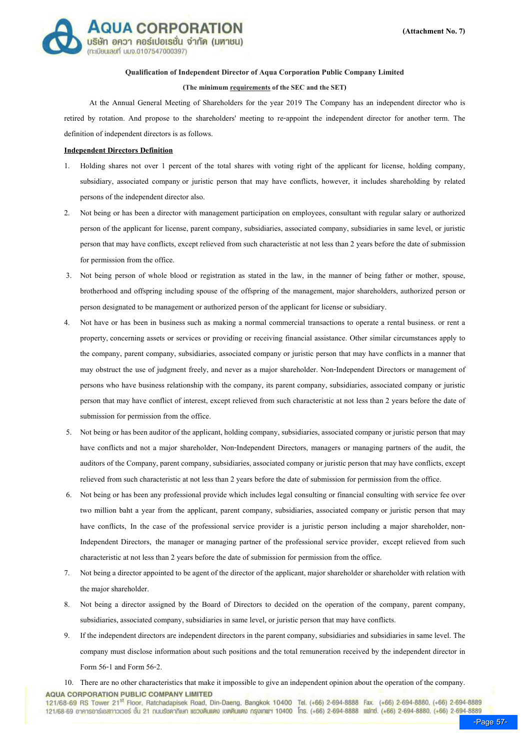(Attachment No. 7)

**Qualification of Independent Director of Aqua Corporation Public Company Limited**

**(The minimum requirements of the SEC and the SET)**

At the Annual General Meeting of Shareholders for the year 2019 The Company has an independent director who is retired by rotation. And propose to the shareholders' meeting to re-appoint the independent director for another term. The definition of independent directors is as follows.

**Independent Directors Definition**

1. Holding shares not over 1 percent of the total shares with voting right of the applicant for license, holding company, subsidiary, associated company or juristic person that may have conflicts, however, it includes shareholding by related persons of the independent director also.
2. Not being or has been a director with management participation on employees, consultant with regular salary or authorized person of the applicant for license, parent company, subsidiaries, associated company, subsidiaries in same level, or juristic person that may have conflicts, except relieved from such characteristic at not less than 2 years before the date of submission for permission from the office.
3. Not being person of whole blood or registration as stated in the law, in the manner of being father or mother, spouse, brotherhood and offspring including spouse of the offspring of the management, major shareholders, authorized person or person designated to be management or authorized person of the applicant for license or subsidiary.
4. Not have or has been in business such as making a normal commercial transactions to operate a rental business. or rent a property, concerning assets or services or providing or receiving financial assistance. Other similar circumstances apply to the company, parent company, subsidiaries, associated company or juristic person that may have conflicts in a manner that may obstruct the use of judgment freely, and never as a major shareholder. Non-Independent Directors or management of persons who have business relationship with the company, its parent company, subsidiaries, associated company or juristic person that may have conflict of interest, except relieved from such characteristic at not less than 2 years before the date of submission for permission from the office.
5. Not being or has been auditor of the applicant, holding company, subsidiaries, associated company or juristic person that may have conflicts and not a major shareholder, Non-Independent Directors, managers or managing partners of the audit, the auditors of the Company, parent company, subsidiaries, associated company or juristic person that may have conflicts, except relieved from such characteristic at not less than 2 years before the date of submission for permission from the office.
6. Not being or has been any professional provide which includes legal consulting or financial consulting with service fee over two million baht a year from the applicant, parent company, subsidiaries, associated company or juristic person that may have conflicts, In the case of the professional service provider is a juristic person including a major shareholder, non-Independent Directors, the manager or managing partner of the professional service provider, except relieved from such characteristic at not less than 2 years before the date of submission for permission from the office.
7. Not being a director appointed to be agent of the director of the applicant, major shareholder or shareholder with relation with the major shareholder.
8. Not being a director assigned by the Board of Directors to decided on the operation of the company, parent company, subsidiaries, associated company, subsidiaries in same level, or juristic person that may have conflicts.
9. If the independent directors are independent directors in the parent company, subsidiaries and subsidiaries in same level. The company must disclose information about such positions and the total remuneration received by the independent director in Form 56-1 and Form 56-2.
10. There are no other characteristics that make it impossible to give an independent opinion about the operation of the company.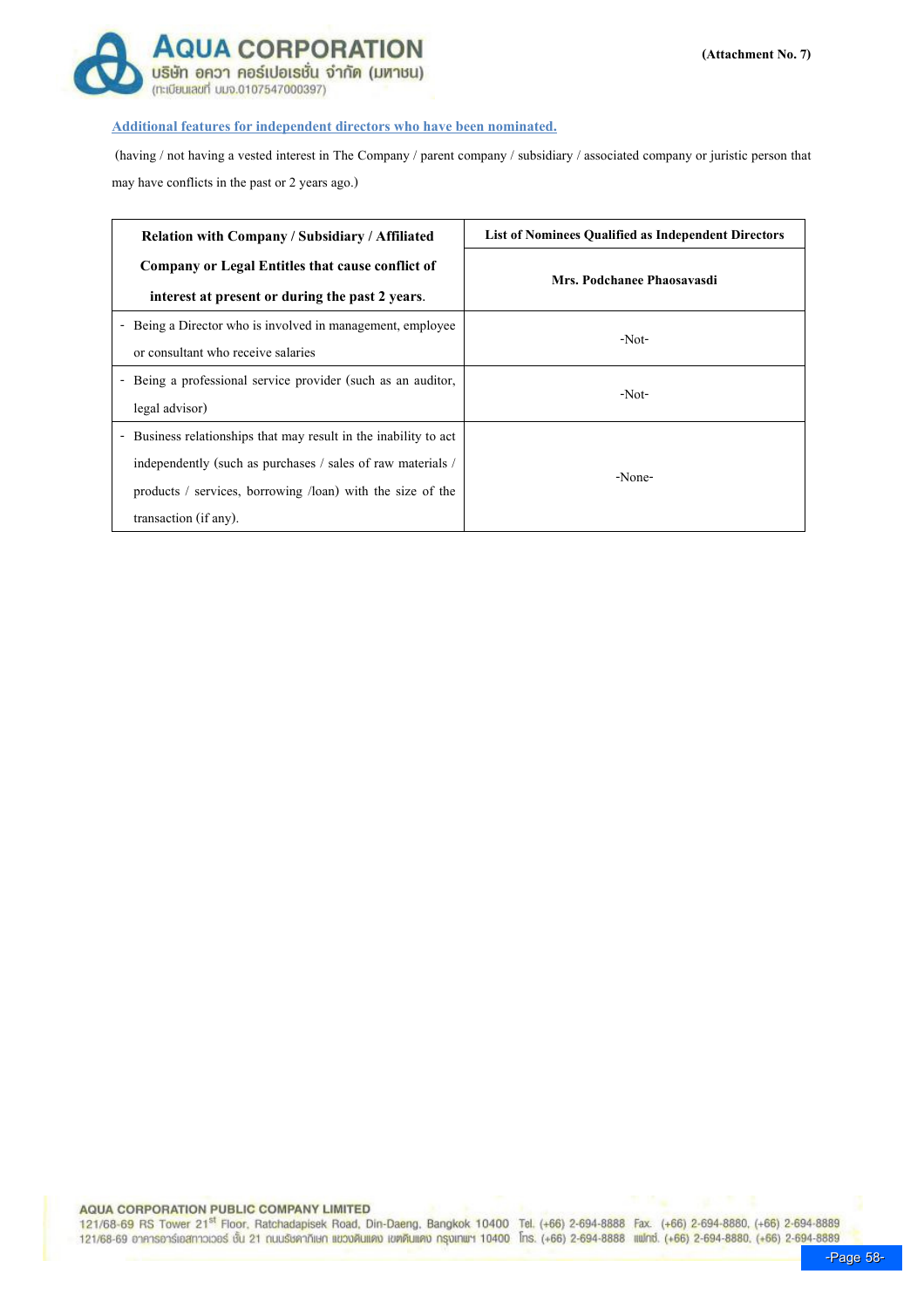(Attachment No. 7)

**Additional features for independent directors who have been nominated.**

(having / not having a vested interest in The Company / parent company / subsidiary / associated company or juristic person that may have conflicts in the past or 2 years ago.)

| **Relation with Company / Subsidiary / Affiliated Company or Legal Entitles that cause conflict of interest at present or during the past 2 years.** | **List of Nominees Qualified as Independent Directors**<br>**Mrs. Podchanee Phaosavasdi** |
|---|---|
| - Being a Director who is involved in management, employee or consultant who receive salaries | -Not- |
| - Being a professional service provider (such as an auditor, legal advisor) | -Not- |
| - Business relationships that may result in the inability to act independently (such as purchases / sales of raw materials / products / services, borrowing /loan) with the size of the transaction (if any). | -None- |